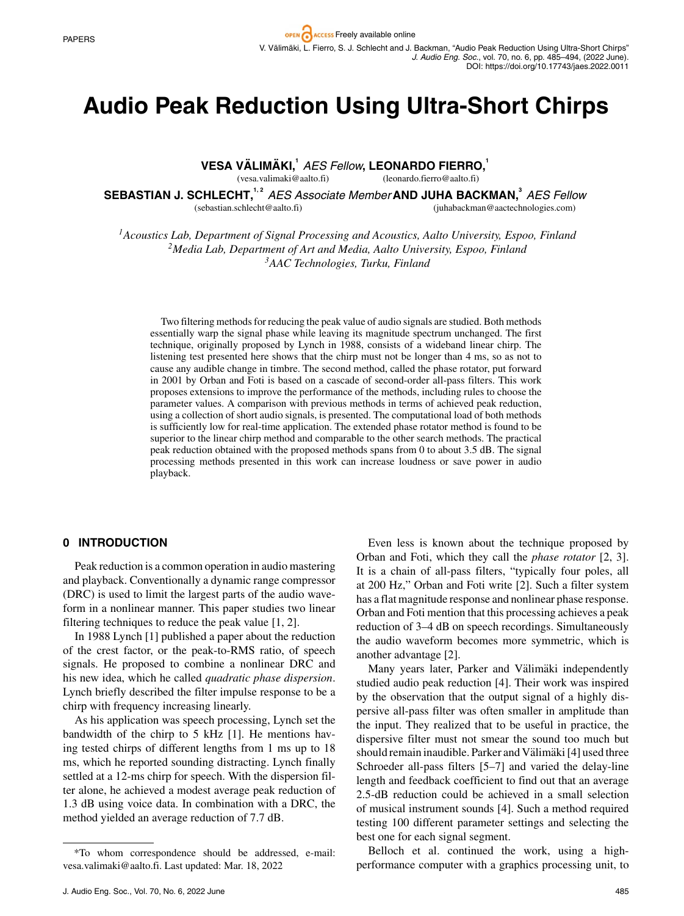# Audio Peak Reduction Using Ultra-Short Chirps

**VESA VÄLIMÄKI,**[1] *AES Fellow*, **LEONARDO FIERRO,**[1]
(vesa.valimaki@aalto.fi) (leonardo.fierro@aalto.fi)

**SEBASTIAN J. SCHLECHT,**[1,2] *AES Associate Member* **AND JUHA BACKMAN,**[3] *AES Fellow*
(sebastian.schlecht@aalto.fi) (juhabackman@aactechnologies.com)

[1] *Acoustics Lab, Department of Signal Processing and Acoustics, Aalto University, Espoo, Finland*
[2] *Media Lab, Department of Art and Media, Aalto University, Espoo, Finland*
[3] *AAC Technologies, Turku, Finland*

Two filtering methods for reducing the peak value of audio signals are studied. Both methods essentially warp the signal phase while leaving its magnitude spectrum unchanged. The first technique, originally proposed by Lynch in 1988, consists of a wideband linear chirp. The listening test presented here shows that the chirp must not be longer than 4 ms, so as not to cause any audible change in timbre. The second method, called the phase rotator, put forward in 2001 by Orban and Foti is based on a cascade of second-order all-pass filters. This work proposes extensions to improve the performance of the methods, including rules to choose the parameter values. A comparison with previous methods in terms of achieved peak reduction, using a collection of short audio signals, is presented. The computational load of both methods is sufficiently low for real-time application. The extended phase rotator method is found to be superior to the linear chirp method and comparable to the other search methods. The practical peak reduction obtained with the proposed methods spans from 0 to about 3.5 dB. The signal processing methods presented in this work can increase loudness or save power in audio playback.

## 0 INTRODUCTION

Peak reduction is a common operation in audio mastering and playback. Conventionally a dynamic range compressor (DRC) is used to limit the largest parts of the audio waveform in a nonlinear manner. This paper studies two linear filtering techniques to reduce the peak value [1, 2].

In 1988 Lynch [1] published a paper about the reduction of the crest factor, or the peak-to-RMS ratio, of speech signals. He proposed to combine a nonlinear DRC and his new idea, which he called *quadratic phase dispersion*. Lynch briefly described the filter impulse response to be a chirp with frequency increasing linearly.

As his application was speech processing, Lynch set the bandwidth of the chirp to 5 kHz [1]. He mentions having tested chirps of different lengths from 1 ms up to 18 ms, which he reported sounding distracting. Lynch finally settled at a 12-ms chirp for speech. With the dispersion filter alone, he achieved a modest average peak reduction of 1.3 dB using voice data. In combination with a DRC, the method yielded an average reduction of 7.7 dB.

Even less is known about the technique proposed by Orban and Foti, which they call the *phase rotator* [2, 3]. It is a chain of all-pass filters, "typically four poles, all at 200 Hz," Orban and Foti write [2]. Such a filter system has a flat magnitude response and nonlinear phase response. Orban and Foti mention that this processing achieves a peak reduction of 3–4 dB on speech recordings. Simultaneously the audio waveform becomes more symmetric, which is another advantage [2].

Many years later, Parker and Välimäki independently studied audio peak reduction [4]. Their work was inspired by the observation that the output signal of a highly dispersive all-pass filter was often smaller in amplitude than the input. They realized that to be useful in practice, the dispersive filter must not smear the sound too much but should remain inaudible. Parker and Välimäki [4] used three Schroeder all-pass filters [5–7] and varied the delay-line length and feedback coefficient to find out that an average 2.5-dB reduction could be achieved in a small selection of musical instrument sounds [4]. Such a method required testing 100 different parameter settings and selecting the best one for each signal segment.

Belloch et al. continued the work, using a high-performance computer with a graphics processing unit, to

---

*To whom correspondence should be addressed, e-mail: vesa.valimaki@aalto.fi. Last updated: Mar. 18, 2022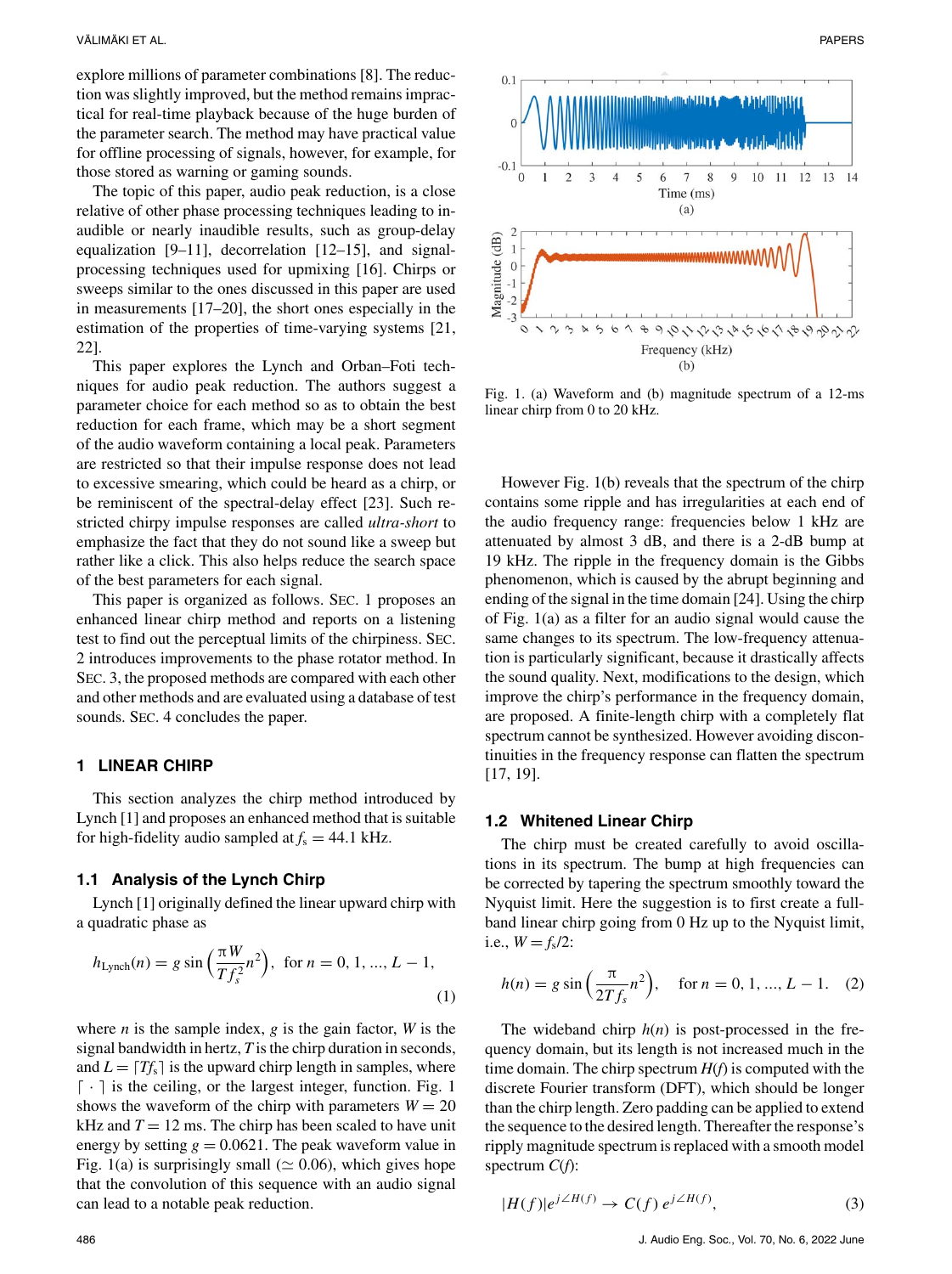explore millions of parameter combinations [8]. The reduction was slightly improved, but the method remains impractical for real-time playback because of the huge burden of the parameter search. The method may have practical value for offline processing of signals, however, for example, for those stored as warning or gaming sounds.

The topic of this paper, audio peak reduction, is a close relative of other phase processing techniques leading to inaudible or nearly inaudible results, such as group-delay equalization [9–11], decorrelation [12–15], and signal-processing techniques used for upmixing [16]. Chirps or sweeps similar to the ones discussed in this paper are used in measurements [17–20], the short ones especially in the estimation of the properties of time-varying systems [21, 22].

This paper explores the Lynch and Orban–Foti techniques for audio peak reduction. The authors suggest a parameter choice for each method so as to obtain the best reduction for each frame, which may be a short segment of the audio waveform containing a local peak. Parameters are restricted so that their impulse response does not lead to excessive smearing, which could be heard as a chirp, or be reminiscent of the spectral-delay effect [23]. Such restricted chirpy impulse responses are called *ultra-short* to emphasize the fact that they do not sound like a sweep but rather like a click. This also helps reduce the search space of the best parameters for each signal.

This paper is organized as follows. Sec. 1 proposes an enhanced linear chirp method and reports on a listening test to find out the perceptual limits of the chirpiness. Sec. 2 introduces improvements to the phase rotator method. In Sec. 3, the proposed methods are compared with each other and other methods and are evaluated using a database of test sounds. Sec. 4 concludes the paper.

## 1 LINEAR CHIRP

This section analyzes the chirp method introduced by Lynch [1] and proposes an enhanced method that is suitable for high-fidelity audio sampled at $f_s = 44.1$ kHz.

### 1.1 Analysis of the Lynch Chirp

Lynch [1] originally defined the linear upward chirp with a quadratic phase as

$$h_{\text{Lynch}}(n) = g \sin\left(\frac{\pi W}{T f_s^2} n^2\right), \quad \text{for } n = 0, 1, ..., L - 1, \tag{1}$$

where $n$ is the sample index, $g$ is the gain factor, $W$ is the signal bandwidth in hertz, $T$ is the chirp duration in seconds, and $L = \lceil T f_s \rceil$ is the upward chirp length in samples, where $\lceil \cdot \rceil$ is the ceiling, or the largest integer, function. Fig. 1 shows the waveform of the chirp with parameters $W = 20$ kHz and $T = 12$ ms. The chirp has been scaled to have unit energy by setting $g = 0.0621$. The peak waveform value in Fig. 1(a) is surprisingly small ($\simeq 0.06$), which gives hope that the convolution of this sequence with an audio signal can lead to a notable peak reduction.

Fig. 1. (a) Waveform and (b) magnitude spectrum of a 12-ms linear chirp from 0 to 20 kHz.

However Fig. 1(b) reveals that the spectrum of the chirp contains some ripple and has irregularities at each end of the audio frequency range: frequencies below 1 kHz are attenuated by almost 3 dB, and there is a 2-dB bump at 19 kHz. The ripple in the frequency domain is the Gibbs phenomenon, which is caused by the abrupt beginning and ending of the signal in the time domain [24]. Using the chirp of Fig. 1(a) as a filter for an audio signal would cause the same changes to its spectrum. The low-frequency attenuation is particularly significant, because it drastically affects the sound quality. Next, modifications to the design, which improve the chirp's performance in the frequency domain, are proposed. A finite-length chirp with a completely flat spectrum cannot be synthesized. However avoiding discontinuities in the frequency response can flatten the spectrum [17, 19].

### 1.2 Whitened Linear Chirp

The chirp must be created carefully to avoid oscillations in its spectrum. The bump at high frequencies can be corrected by tapering the spectrum smoothly toward the Nyquist limit. Here the suggestion is to first create a full-band linear chirp going from 0 Hz up to the Nyquist limit, i.e., $W = f_s/2$:

$$h(n) = g \sin\left(\frac{\pi}{2T f_s} n^2\right), \quad \text{for } n = 0, 1, ..., L - 1. \tag{2}$$

The wideband chirp $h(n)$ is post-processed in the frequency domain, but its length is not increased much in the time domain. The chirp spectrum $H(f)$ is computed with the discrete Fourier transform (DFT), which should be longer than the chirp length. Zero padding can be applied to extend the sequence to the desired length. Thereafter the response's ripply magnitude spectrum is replaced with a smooth model spectrum $C(f)$:

$$|H(f)| e^{j\angle H(f)} \rightarrow C(f)\, e^{j\angle H(f)}, \tag{3}$$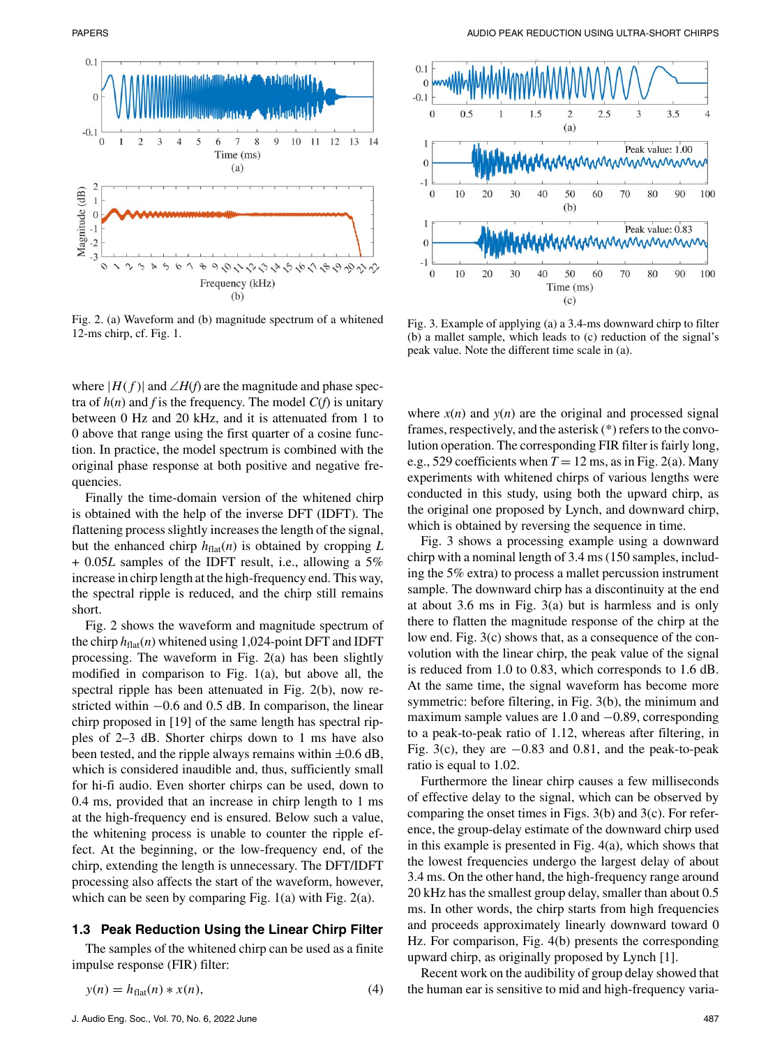Fig. 2. (a) Waveform and (b) magnitude spectrum of a whitened 12-ms chirp, cf. Fig. 1.

Fig. 3. Example of applying (a) a 3.4-ms downward chirp to filter (b) a mallet sample, which leads to (c) reduction of the signal's peak value. Note the different time scale in (a).

where $|H(f)|$ and $\angle H(f)$ are the magnitude and phase spectra of $h(n)$ and $f$ is the frequency. The model $C(f)$ is unitary between 0 Hz and 20 kHz, and it is attenuated from 1 to 0 above that range using the first quarter of a cosine function. In practice, the model spectrum is combined with the original phase response at both positive and negative frequencies.

Finally the time-domain version of the whitened chirp is obtained with the help of the inverse DFT (IDFT). The flattening process slightly increases the length of the signal, but the enhanced chirp $h_{\text{flat}}(n)$ is obtained by cropping $L + 0.05L$ samples of the IDFT result, i.e., allowing a 5% increase in chirp length at the high-frequency end. This way, the spectral ripple is reduced, and the chirp still remains short.

Fig. 2 shows the waveform and magnitude spectrum of the chirp $h_{\text{flat}}(n)$ whitened using 1,024-point DFT and IDFT processing. The waveform in Fig. 2(a) has been slightly modified in comparison to Fig. 1(a), but above all, the spectral ripple has been attenuated in Fig. 2(b), now restricted within −0.6 and 0.5 dB. In comparison, the linear chirp proposed in [19] of the same length has spectral ripples of 2–3 dB. Shorter chirps down to 1 ms have also been tested, and the ripple always remains within ±0.6 dB, which is considered inaudible and, thus, sufficiently small for hi-fi audio. Even shorter chirps can be used, down to 0.4 ms, provided that an increase in chirp length to 1 ms at the high-frequency end is ensured. Below such a value, the whitening process is unable to counter the ripple effect. At the beginning, or the low-frequency end, of the chirp, extending the length is unnecessary. The DFT/IDFT processing also affects the start of the waveform, however, which can be seen by comparing Fig. 1(a) with Fig. 2(a).

### 1.3 Peak Reduction Using the Linear Chirp Filter

The samples of the whitened chirp can be used as a finite impulse response (FIR) filter:

$$y(n) = h_{\text{flat}}(n) * x(n), \tag{4}$$

where $x(n)$ and $y(n)$ are the original and processed signal frames, respectively, and the asterisk (*) refers to the convolution operation. The corresponding FIR filter is fairly long, e.g., 529 coefficients when $T = 12$ ms, as in Fig. 2(a). Many experiments with whitened chirps of various lengths were conducted in this study, using both the upward chirp, as the original one proposed by Lynch, and downward chirp, which is obtained by reversing the sequence in time.

Fig. 3 shows a processing example using a downward chirp with a nominal length of 3.4 ms (150 samples, including the 5% extra) to process a mallet percussion instrument sample. The downward chirp has a discontinuity at the end at about 3.6 ms in Fig. 3(a) but is harmless and is only there to flatten the magnitude response of the chirp at the low end. Fig. 3(c) shows that, as a consequence of the convolution with the linear chirp, the peak value of the signal is reduced from 1.0 to 0.83, which corresponds to 1.6 dB. At the same time, the signal waveform has become more symmetric: before filtering, in Fig. 3(b), the minimum and maximum sample values are 1.0 and −0.89, corresponding to a peak-to-peak ratio of 1.12, whereas after filtering, in Fig. 3(c), they are −0.83 and 0.81, and the peak-to-peak ratio is equal to 1.02.

Furthermore the linear chirp causes a few milliseconds of effective delay to the signal, which can be observed by comparing the onset times in Figs. 3(b) and 3(c). For reference, the group-delay estimate of the downward chirp used in this example is presented in Fig. 4(a), which shows that the lowest frequencies undergo the largest delay of about 3.4 ms. On the other hand, the high-frequency range around 20 kHz has the smallest group delay, smaller than about 0.5 ms. In other words, the chirp starts from high frequencies and proceeds approximately linearly downward toward 0 Hz. For comparison, Fig. 4(b) presents the corresponding upward chirp, as originally proposed by Lynch [1].

Recent work on the audibility of group delay showed that the human ear is sensitive to mid and high-frequency varia-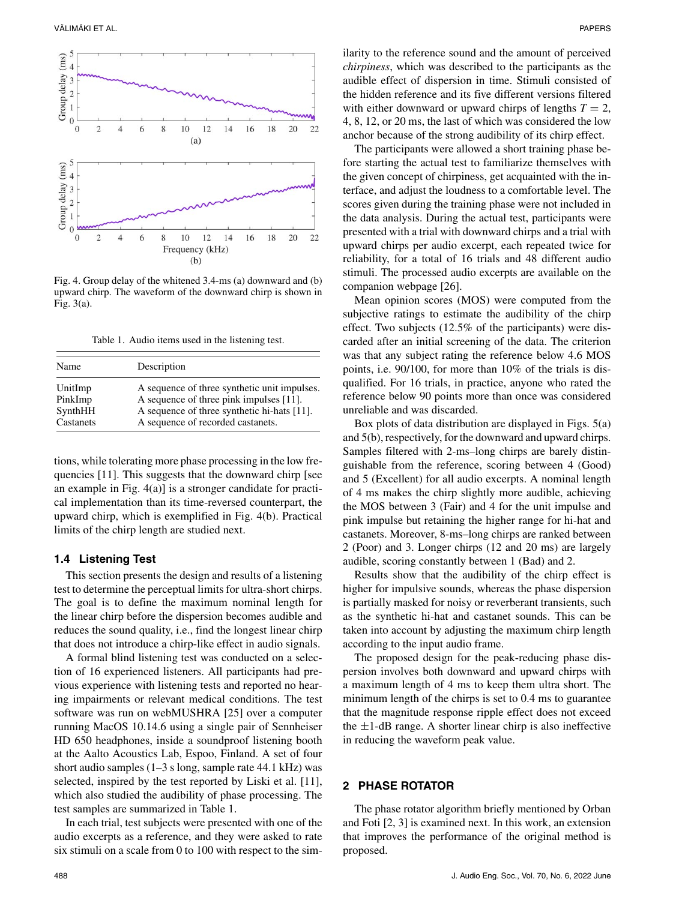Fig. 4. Group delay of the whitened 3.4-ms (a) downward and (b) upward chirp. The waveform of the downward chirp is shown in Fig. 3(a).

Table 1. Audio items used in the listening test.

| Name | Description |
| --- | --- |
| UnitImp | A sequence of three synthetic unit impulses. |
| PinkImp | A sequence of three pink impulses [11]. |
| SynthHH | A sequence of three synthetic hi-hats [11]. |
| Castanets | A sequence of recorded castanets. |

tions, while tolerating more phase processing in the low frequencies [11]. This suggests that the downward chirp [see an example in Fig. 4(a)] is a stronger candidate for practical implementation than its time-reversed counterpart, the upward chirp, which is exemplified in Fig. 4(b). Practical limits of the chirp length are studied next.

### 1.4 Listening Test

This section presents the design and results of a listening test to determine the perceptual limits for ultra-short chirps. The goal is to define the maximum nominal length for the linear chirp before the dispersion becomes audible and reduces the sound quality, i.e., find the longest linear chirp that does not introduce a chirp-like effect in audio signals.

A formal blind listening test was conducted on a selection of 16 experienced listeners. All participants had previous experience with listening tests and reported no hearing impairments or relevant medical conditions. The test software was run on webMUSHRA [25] over a computer running MacOS 10.14.6 using a single pair of Sennheiser HD 650 headphones, inside a soundproof listening booth at the Aalto Acoustics Lab, Espoo, Finland. A set of four short audio samples (1–3 s long, sample rate 44.1 kHz) was selected, inspired by the test reported by Liski et al. [11], which also studied the audibility of phase processing. The test samples are summarized in Table 1.

In each trial, test subjects were presented with one of the audio excerpts as a reference, and they were asked to rate six stimuli on a scale from 0 to 100 with respect to the similarity to the reference sound and the amount of perceived *chirpiness*, which was described to the participants as the audible effect of dispersion in time. Stimuli consisted of the hidden reference and its five different versions filtered with either downward or upward chirps of lengths $T = 2$, 4, 8, 12, or 20 ms, the last of which was considered the low anchor because of the strong audibility of its chirp effect.

The participants were allowed a short training phase before starting the actual test to familiarize themselves with the given concept of chirpiness, get acquainted with the interface, and adjust the loudness to a comfortable level. The scores given during the training phase were not included in the data analysis. During the actual test, participants were presented with a trial with downward chirps and a trial with upward chirps per audio excerpt, each repeated twice for reliability, for a total of 16 trials and 48 different audio stimuli. The processed audio excerpts are available on the companion webpage [26].

Mean opinion scores (MOS) were computed from the subjective ratings to estimate the audibility of the chirp effect. Two subjects (12.5% of the participants) were discarded after an initial screening of the data. The criterion was that any subject rating the reference below 4.6 MOS points, i.e. 90/100, for more than 10% of the trials is disqualified. For 16 trials, in practice, anyone who rated the reference below 90 points more than once was considered unreliable and was discarded.

Box plots of data distribution are displayed in Figs. 5(a) and 5(b), respectively, for the downward and upward chirps. Samples filtered with 2-ms–long chirps are barely distinguishable from the reference, scoring between 4 (Good) and 5 (Excellent) for all audio excerpts. A nominal length of 4 ms makes the chirp slightly more audible, achieving the MOS between 3 (Fair) and 4 for the unit impulse and pink impulse but retaining the higher range for hi-hat and castanets. Moreover, 8-ms–long chirps are ranked between 2 (Poor) and 3. Longer chirps (12 and 20 ms) are largely audible, scoring constantly between 1 (Bad) and 2.

Results show that the audibility of the chirp effect is higher for impulsive sounds, whereas the phase dispersion is partially masked for noisy or reverberant transients, such as the synthetic hi-hat and castanet sounds. This can be taken into account by adjusting the maximum chirp length according to the input audio frame.

The proposed design for the peak-reducing phase dispersion involves both downward and upward chirps with a maximum length of 4 ms to keep them ultra short. The minimum length of the chirps is set to 0.4 ms to guarantee that the magnitude response ripple effect does not exceed the ±1-dB range. A shorter linear chirp is also ineffective in reducing the waveform peak value.

## 2 PHASE ROTATOR

The phase rotator algorithm briefly mentioned by Orban and Foti [2, 3] is examined next. In this work, an extension that improves the performance of the original method is proposed.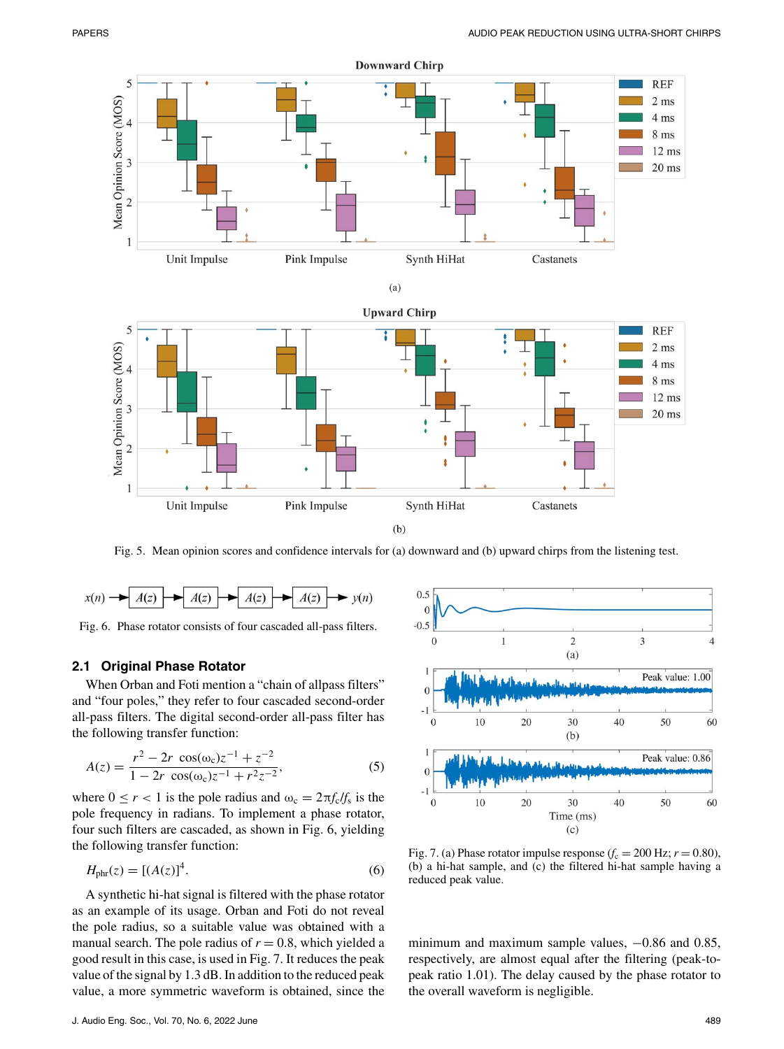Fig. 5. Mean opinion scores and confidence intervals for (a) downward and (b) upward chirps from the listening test.

Fig. 6. Phase rotator consists of four cascaded all-pass filters.

### 2.1 Original Phase Rotator

When Orban and Foti mention a “chain of allpass filters” and “four poles,” they refer to four cascaded second-order all-pass filters. The digital second-order all-pass filter has the following transfer function:

$$A(z) = \frac{r^2 - 2r\ \cos(\omega_c)z^{-1} + z^{-2}}{1 - 2r\ \cos(\omega_c)z^{-1} + r^2 z^{-2}}, \tag{5}$$

where $0 \leq r < 1$ is the pole radius and $\omega_c = 2\pi f_c/f_s$ is the pole frequency in radians. To implement a phase rotator, four such filters are cascaded, as shown in Fig. 6, yielding the following transfer function:

$$H_{\text{phr}}(z) = [(A(z)]^4. \tag{6}$$

A synthetic hi-hat signal is filtered with the phase rotator as an example of its usage. Orban and Foti do not reveal the pole radius, so a suitable value was obtained with a manual search. The pole radius of $r = 0.8$, which yielded a good result in this case, is used in Fig. 7. It reduces the peak value of the signal by 1.3 dB. In addition to the reduced peak value, a more symmetric waveform is obtained, since the minimum and maximum sample values, −0.86 and 0.85, respectively, are almost equal after the filtering (peak-to-peak ratio 1.01). The delay caused by the phase rotator to the overall waveform is negligible.

Fig. 7. (a) Phase rotator impulse response ($f_c = 200$ Hz; $r = 0.80$), (b) a hi-hat sample, and (c) the filtered hi-hat sample having a reduced peak value.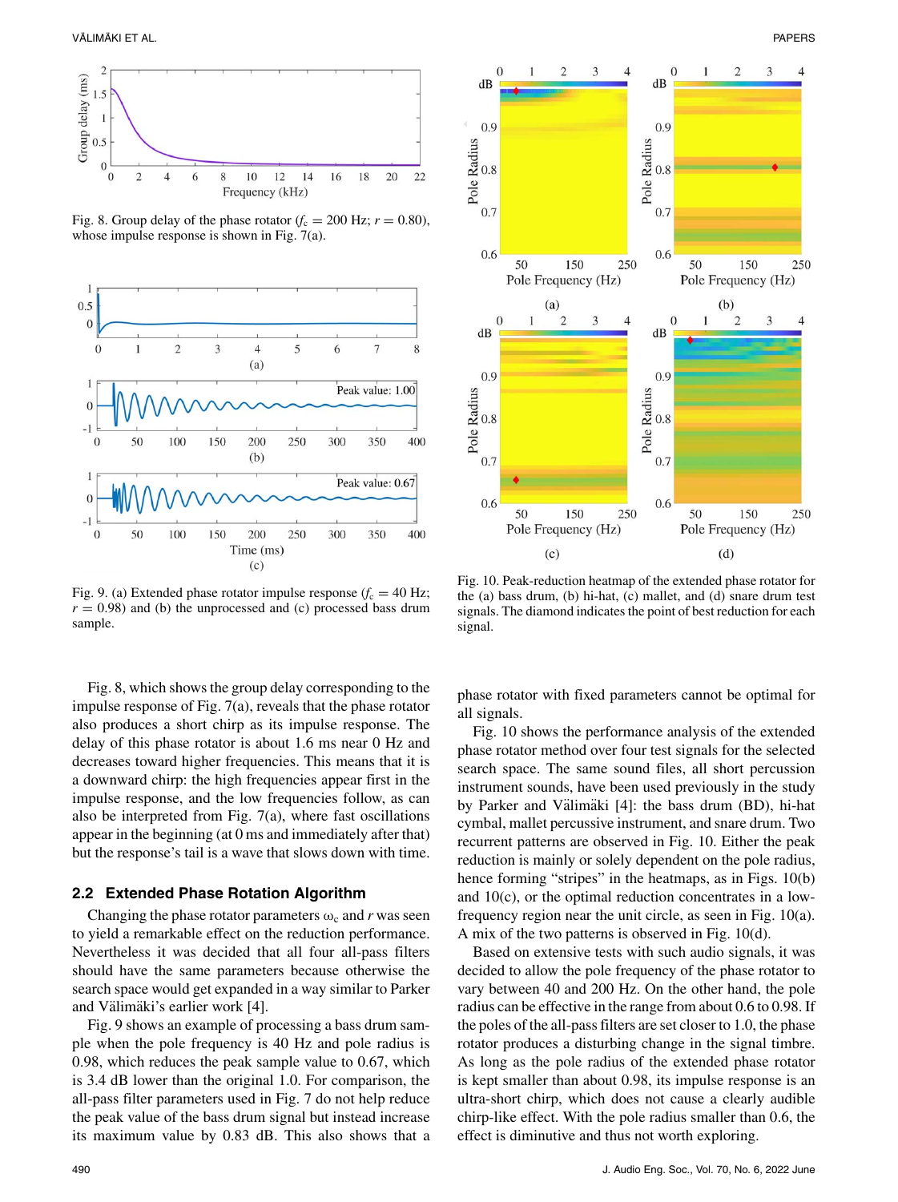Fig. 8. Group delay of the phase rotator ($f_c = 200$ Hz; $r = 0.80$), whose impulse response is shown in Fig. 7(a).

Fig. 9. (a) Extended phase rotator impulse response ($f_c = 40$ Hz; $r = 0.98$) and (b) the unprocessed and (c) processed bass drum sample.

Fig. 10. Peak-reduction heatmap of the extended phase rotator for the (a) bass drum, (b) hi-hat, (c) mallet, and (d) snare drum test signals. The diamond indicates the point of best reduction for each signal.

Fig. 8, which shows the group delay corresponding to the impulse response of Fig. 7(a), reveals that the phase rotator also produces a short chirp as its impulse response. The delay of this phase rotator is about 1.6 ms near 0 Hz and decreases toward higher frequencies. This means that it is a downward chirp: the high frequencies appear first in the impulse response, and the low frequencies follow, as can also be interpreted from Fig. 7(a), where fast oscillations appear in the beginning (at 0 ms and immediately after that) but the response's tail is a wave that slows down with time.

## 2.2 Extended Phase Rotation Algorithm

Changing the phase rotator parameters $\omega_c$ and $r$ was seen to yield a remarkable effect on the reduction performance. Nevertheless it was decided that all four all-pass filters should have the same parameters because otherwise the search space would get expanded in a way similar to Parker and Välimäki's earlier work [4].

Fig. 9 shows an example of processing a bass drum sample when the pole frequency is 40 Hz and pole radius is 0.98, which reduces the peak sample value to 0.67, which is 3.4 dB lower than the original 1.0. For comparison, the all-pass filter parameters used in Fig. 7 do not help reduce the peak value of the bass drum signal but instead increase its maximum value by 0.83 dB. This also shows that a phase rotator with fixed parameters cannot be optimal for all signals.

Fig. 10 shows the performance analysis of the extended phase rotator method over four test signals for the selected search space. The same sound files, all short percussion instrument sounds, have been used previously in the study by Parker and Välimäki [4]: the bass drum (BD), hi-hat cymbal, mallet percussive instrument, and snare drum. Two recurrent patterns are observed in Fig. 10. Either the peak reduction is mainly or solely dependent on the pole radius, hence forming "stripes" in the heatmaps, as in Figs. 10(b) and 10(c), or the optimal reduction concentrates in a low-frequency region near the unit circle, as seen in Fig. 10(a). A mix of the two patterns is observed in Fig. 10(d).

Based on extensive tests with such audio signals, it was decided to allow the pole frequency of the phase rotator to vary between 40 and 200 Hz. On the other hand, the pole radius can be effective in the range from about 0.6 to 0.98. If the poles of the all-pass filters are set closer to 1.0, the phase rotator produces a disturbing change in the signal timbre. As long as the pole radius of the extended phase rotator is kept smaller than about 0.98, its impulse response is an ultra-short chirp, which does not cause a clearly audible chirp-like effect. With the pole radius smaller than 0.6, the effect is diminutive and thus not worth exploring.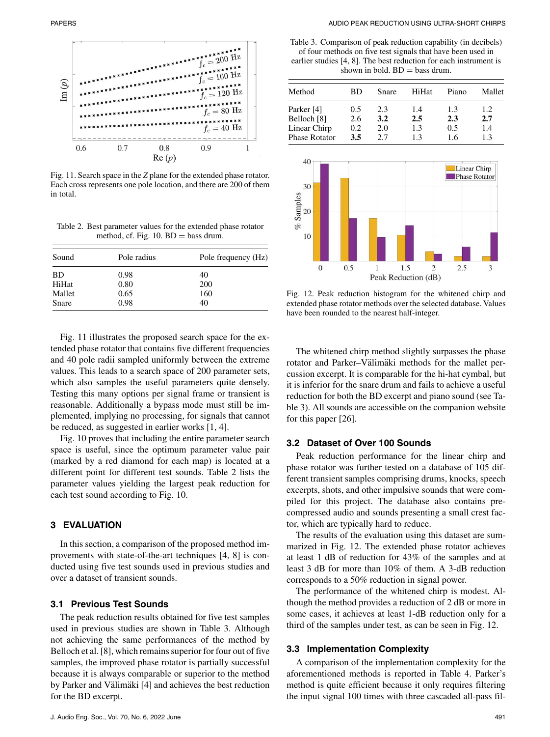Fig. 11. Search space in the $Z$ plane for the extended phase rotator. Each cross represents one pole location, and there are 200 of them in total.

Table 2. Best parameter values for the extended phase rotator method, cf. Fig. 10. BD = bass drum.

| Sound | Pole radius | Pole frequency (Hz) |
|---|---|---|
| BD | 0.98 | 40 |
| HiHat | 0.80 | 200 |
| Mallet | 0.65 | 160 |
| Snare | 0.98 | 40 |

Fig. 11 illustrates the proposed search space for the extended phase rotator that contains five different frequencies and 40 pole radii sampled uniformly between the extreme values. This leads to a search space of 200 parameter sets, which also samples the useful parameters quite densely. Testing this many options per signal frame or transient is reasonable. Additionally a bypass mode must still be implemented, implying no processing, for signals that cannot be reduced, as suggested in earlier works [1, 4].

Fig. 10 proves that including the entire parameter search space is useful, since the optimum parameter value pair (marked by a red diamond for each map) is located at a different point for different test sounds. Table 2 lists the parameter values yielding the largest peak reduction for each test sound according to Fig. 10.

## 3 EVALUATION

In this section, a comparison of the proposed method improvements with state-of-the-art techniques [4, 8] is conducted using five test sounds used in previous studies and over a dataset of transient sounds.

### 3.1 Previous Test Sounds

The peak reduction results obtained for five test samples used in previous studies are shown in Table 3. Although not achieving the same performances of the method by Belloch et al. [8], which remains superior for four out of five samples, the improved phase rotator is partially successful because it is always comparable or superior to the method by Parker and Välimäki [4] and achieves the best reduction for the BD excerpt.

Table 3. Comparison of peak reduction capability (in decibels) of four methods on five test signals that have been used in earlier studies [4, 8]. The best reduction for each instrument is shown in bold. BD = bass drum.

| Method | BD | Snare | HiHat | Piano | Mallet |
|---|---|---|---|---|---|
| Parker [4] | 0.5 | 2.3 | 1.4 | 1.3 | 1.2 |
| Belloch [8] | 2.6 | **3.2** | **2.5** | **2.3** | **2.7** |
| Linear Chirp | 0.2 | 2.0 | 1.3 | 0.5 | 1.4 |
| Phase Rotator | **3.5** | 2.7 | 1.3 | 1.6 | 1.3 |

Fig. 12. Peak reduction histogram for the whitened chirp and extended phase rotator methods over the selected database. Values have been rounded to the nearest half-integer.

The whitened chirp method slightly surpasses the phase rotator and Parker–Välimäki methods for the mallet percussion excerpt. It is comparable for the hi-hat cymbal, but it is inferior for the snare drum and fails to achieve a useful reduction for both the BD excerpt and piano sound (see Table 3). All sounds are accessible on the companion website for this paper [26].

### 3.2 Dataset of Over 100 Sounds

Peak reduction performance for the linear chirp and phase rotator was further tested on a database of 105 different transient samples comprising drums, knocks, speech excerpts, shots, and other impulsive sounds that were compiled for this project. The database also contains precompressed audio and sounds presenting a small crest factor, which are typically hard to reduce.

The results of the evaluation using this dataset are summarized in Fig. 12. The extended phase rotator achieves at least 1 dB of reduction for 43% of the samples and at least 3 dB for more than 10% of them. A 3-dB reduction corresponds to a 50% reduction in signal power.

The performance of the whitened chirp is modest. Although the method provides a reduction of 2 dB or more in some cases, it achieves at least 1-dB reduction only for a third of the samples under test, as can be seen in Fig. 12.

### 3.3 Implementation Complexity

A comparison of the implementation complexity for the aforementioned methods is reported in Table 4. Parker's method is quite efficient because it only requires filtering the input signal 100 times with three cascaded all-pass fil-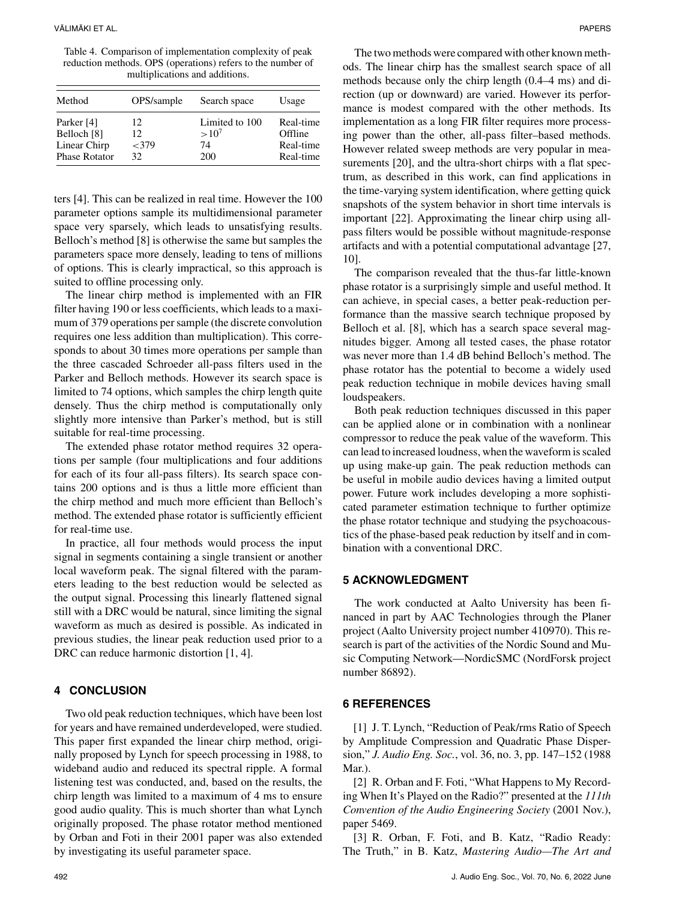Table 4. Comparison of implementation complexity of peak reduction methods. OPS (operations) refers to the number of multiplications and additions.

| Method | OPS/sample | Search space | Usage |
|---|---|---|---|
| Parker [4] | 12 | Limited to 100 | Real-time |
| Belloch [8] | 12 | $>10^7$ | Offline |
| Linear Chirp | $<379$ | 74 | Real-time |
| Phase Rotator | 32 | 200 | Real-time |

ters [4]. This can be realized in real time. However the 100 parameter options sample its multidimensional parameter space very sparsely, which leads to unsatisfying results. Belloch's method [8] is otherwise the same but samples the parameters space more densely, leading to tens of millions of options. This is clearly impractical, so this approach is suited to offline processing only.

The linear chirp method is implemented with an FIR filter having 190 or less coefficients, which leads to a maximum of 379 operations per sample (the discrete convolution requires one less addition than multiplication). This corresponds to about 30 times more operations per sample than the three cascaded Schroeder all-pass filters used in the Parker and Belloch methods. However its search space is limited to 74 options, which samples the chirp length quite densely. Thus the chirp method is computationally only slightly more intensive than Parker's method, but is still suitable for real-time processing.

The extended phase rotator method requires 32 operations per sample (four multiplications and four additions for each of its four all-pass filters). Its search space contains 200 options and is thus a little more efficient than the chirp method and much more efficient than Belloch's method. The extended phase rotator is sufficiently efficient for real-time use.

In practice, all four methods would process the input signal in segments containing a single transient or another local waveform peak. The signal filtered with the parameters leading to the best reduction would be selected as the output signal. Processing this linearly flattened signal still with a DRC would be natural, since limiting the signal waveform as much as desired is possible. As indicated in previous studies, the linear peak reduction used prior to a DRC can reduce harmonic distortion [1, 4].

## 4 CONCLUSION

Two old peak reduction techniques, which have been lost for years and have remained underdeveloped, were studied. This paper first expanded the linear chirp method, originally proposed by Lynch for speech processing in 1988, to wideband audio and reduced its spectral ripple. A formal listening test was conducted, and, based on the results, the chirp length was limited to a maximum of 4 ms to ensure good audio quality. This is much shorter than what Lynch originally proposed. The phase rotator method mentioned by Orban and Foti in their 2001 paper was also extended by investigating its useful parameter space.

The two methods were compared with other known methods. The linear chirp has the smallest search space of all methods because only the chirp length (0.4–4 ms) and direction (up or downward) are varied. However its performance is modest compared with the other methods. Its implementation as a long FIR filter requires more processing power than the other, all-pass filter–based methods. However related sweep methods are very popular in measurements [20], and the ultra-short chirps with a flat spectrum, as described in this work, can find applications in the time-varying system identification, where getting quick snapshots of the system behavior in short time intervals is important [22]. Approximating the linear chirp using all-pass filters would be possible without magnitude-response artifacts and with a potential computational advantage [27, 10].

The comparison revealed that the thus-far little-known phase rotator is a surprisingly simple and useful method. It can achieve, in special cases, a better peak-reduction performance than the massive search technique proposed by Belloch et al. [8], which has a search space several magnitudes bigger. Among all tested cases, the phase rotator was never more than 1.4 dB behind Belloch's method. The phase rotator has the potential to become a widely used peak reduction technique in mobile devices having small loudspeakers.

Both peak reduction techniques discussed in this paper can be applied alone or in combination with a nonlinear compressor to reduce the peak value of the waveform. This can lead to increased loudness, when the waveform is scaled up using make-up gain. The peak reduction methods can be useful in mobile audio devices having a limited output power. Future work includes developing a more sophisticated parameter estimation technique to further optimize the phase rotator technique and studying the psychoacoustics of the phase-based peak reduction by itself and in combination with a conventional DRC.

## 5 ACKNOWLEDGMENT

The work conducted at Aalto University has been financed in part by AAC Technologies through the Planer project (Aalto University project number 410970). This research is part of the activities of the Nordic Sound and Music Computing Network—NordicSMC (NordForsk project number 86892).

## 6 REFERENCES

[1] J. T. Lynch, "Reduction of Peak/rms Ratio of Speech by Amplitude Compression and Quadratic Phase Dispersion," *J. Audio Eng. Soc.*, vol. 36, no. 3, pp. 147–152 (1988 Mar.).

[2] R. Orban and F. Foti, "What Happens to My Recording When It's Played on the Radio?" presented at the *111th Convention of the Audio Engineering Society* (2001 Nov.), paper 5469.

[3] R. Orban, F. Foti, and B. Katz, "Radio Ready: The Truth," in B. Katz, *Mastering Audio—The Art and*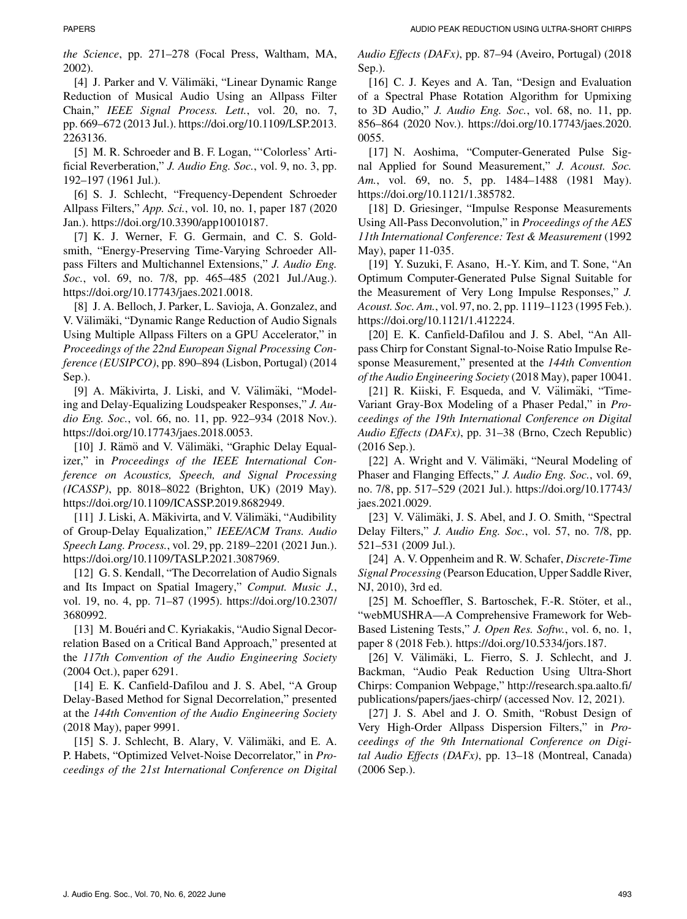*the Science*, pp. 271–278 (Focal Press, Waltham, MA, 2002).

[4] J. Parker and V. Välimäki, "Linear Dynamic Range Reduction of Musical Audio Using an Allpass Filter Chain," *IEEE Signal Process. Lett.*, vol. 20, no. 7, pp. 669–672 (2013 Jul.). https://doi.org/10.1109/LSP.2013.2263136.

[5] M. R. Schroeder and B. F. Logan, "'Colorless' Artificial Reverberation," *J. Audio Eng. Soc.*, vol. 9, no. 3, pp. 192–197 (1961 Jul.).

[6] S. J. Schlecht, "Frequency-Dependent Schroeder Allpass Filters," *App. Sci.*, vol. 10, no. 1, paper 187 (2020 Jan.). https://doi.org/10.3390/app10010187.

[7] K. J. Werner, F. G. Germain, and C. S. Goldsmith, "Energy-Preserving Time-Varying Schroeder Allpass Filters and Multichannel Extensions," *J. Audio Eng. Soc.*, vol. 69, no. 7/8, pp. 465–485 (2021 Jul./Aug.). https://doi.org/10.17743/jaes.2021.0018.

[8] J. A. Belloch, J. Parker, L. Savioja, A. Gonzalez, and V. Välimäki, "Dynamic Range Reduction of Audio Signals Using Multiple Allpass Filters on a GPU Accelerator," in *Proceedings of the 22nd European Signal Processing Conference (EUSIPCO)*, pp. 890–894 (Lisbon, Portugal) (2014 Sep.).

[9] A. Mäkivirta, J. Liski, and V. Välimäki, "Modeling and Delay-Equalizing Loudspeaker Responses," *J. Audio Eng. Soc.*, vol. 66, no. 11, pp. 922–934 (2018 Nov.). https://doi.org/10.17743/jaes.2018.0053.

[10] J. Rämö and V. Välimäki, "Graphic Delay Equalizer," in *Proceedings of the IEEE International Conference on Acoustics, Speech, and Signal Processing (ICASSP)*, pp. 8018–8022 (Brighton, UK) (2019 May). https://doi.org/10.1109/ICASSP.2019.8682949.

[11] J. Liski, A. Mäkivirta, and V. Välimäki, "Audibility of Group-Delay Equalization," *IEEE/ACM Trans. Audio Speech Lang. Process.*, vol. 29, pp. 2189–2201 (2021 Jun.). https://doi.org/10.1109/TASLP.2021.3087969.

[12] G. S. Kendall, "The Decorrelation of Audio Signals and Its Impact on Spatial Imagery," *Comput. Music J.*, vol. 19, no. 4, pp. 71–87 (1995). https://doi.org/10.2307/3680992.

[13] M. Bouéri and C. Kyriakakis, "Audio Signal Decorrelation Based on a Critical Band Approach," presented at the *117th Convention of the Audio Engineering Society* (2004 Oct.), paper 6291.

[14] E. K. Canfield-Dafilou and J. S. Abel, "A Group Delay-Based Method for Signal Decorrelation," presented at the *144th Convention of the Audio Engineering Society* (2018 May), paper 9991.

[15] S. J. Schlecht, B. Alary, V. Välimäki, and E. A. P. Habets, "Optimized Velvet-Noise Decorrelator," in *Proceedings of the 21st International Conference on Digital Audio Effects (DAFx)*, pp. 87–94 (Aveiro, Portugal) (2018 Sep.).

[16] C. J. Keyes and A. Tan, "Design and Evaluation of a Spectral Phase Rotation Algorithm for Upmixing to 3D Audio," *J. Audio Eng. Soc.*, vol. 68, no. 11, pp. 856–864 (2020 Nov.). https://doi.org/10.17743/jaes.2020.0055.

[17] N. Aoshima, "Computer-Generated Pulse Signal Applied for Sound Measurement," *J. Acoust. Soc. Am.*, vol. 69, no. 5, pp. 1484–1488 (1981 May). https://doi.org/10.1121/1.385782.

[18] D. Griesinger, "Impulse Response Measurements Using All-Pass Deconvolution," in *Proceedings of the AES 11th International Conference: Test & Measurement* (1992 May), paper 11-035.

[19] Y. Suzuki, F. Asano, H.-Y. Kim, and T. Sone, "An Optimum Computer-Generated Pulse Signal Suitable for the Measurement of Very Long Impulse Responses," *J. Acoust. Soc. Am.*, vol. 97, no. 2, pp. 1119–1123 (1995 Feb.). https://doi.org/10.1121/1.412224.

[20] E. K. Canfield-Dafilou and J. S. Abel, "An Allpass Chirp for Constant Signal-to-Noise Ratio Impulse Response Measurement," presented at the *144th Convention of the Audio Engineering Society* (2018 May), paper 10041.

[21] R. Kiiski, F. Esqueda, and V. Välimäki, "Time-Variant Gray-Box Modeling of a Phaser Pedal," in *Proceedings of the 19th International Conference on Digital Audio Effects (DAFx)*, pp. 31–38 (Brno, Czech Republic) (2016 Sep.).

[22] A. Wright and V. Välimäki, "Neural Modeling of Phaser and Flanging Effects," *J. Audio Eng. Soc.*, vol. 69, no. 7/8, pp. 517–529 (2021 Jul.). https://doi.org/10.17743/jaes.2021.0029.

[23] V. Välimäki, J. S. Abel, and J. O. Smith, "Spectral Delay Filters," *J. Audio Eng. Soc.*, vol. 57, no. 7/8, pp. 521–531 (2009 Jul.).

[24] A. V. Oppenheim and R. W. Schafer, *Discrete-Time Signal Processing* (Pearson Education, Upper Saddle River, NJ, 2010), 3rd ed.

[25] M. Schoeffler, S. Bartoschek, F.-R. Stöter, et al., "webMUSHRA—A Comprehensive Framework for Web-Based Listening Tests," *J. Open Res. Softw.*, vol. 6, no. 1, paper 8 (2018 Feb.). https://doi.org/10.5334/jors.187.

[26] V. Välimäki, L. Fierro, S. J. Schlecht, and J. Backman, "Audio Peak Reduction Using Ultra-Short Chirps: Companion Webpage," http://research.spa.aalto.fi/publications/papers/jaes-chirp/ (accessed Nov. 12, 2021).

[27] J. S. Abel and J. O. Smith, "Robust Design of Very High-Order Allpass Dispersion Filters," in *Proceedings of the 9th International Conference on Digital Audio Effects (DAFx)*, pp. 13–18 (Montreal, Canada) (2006 Sep.).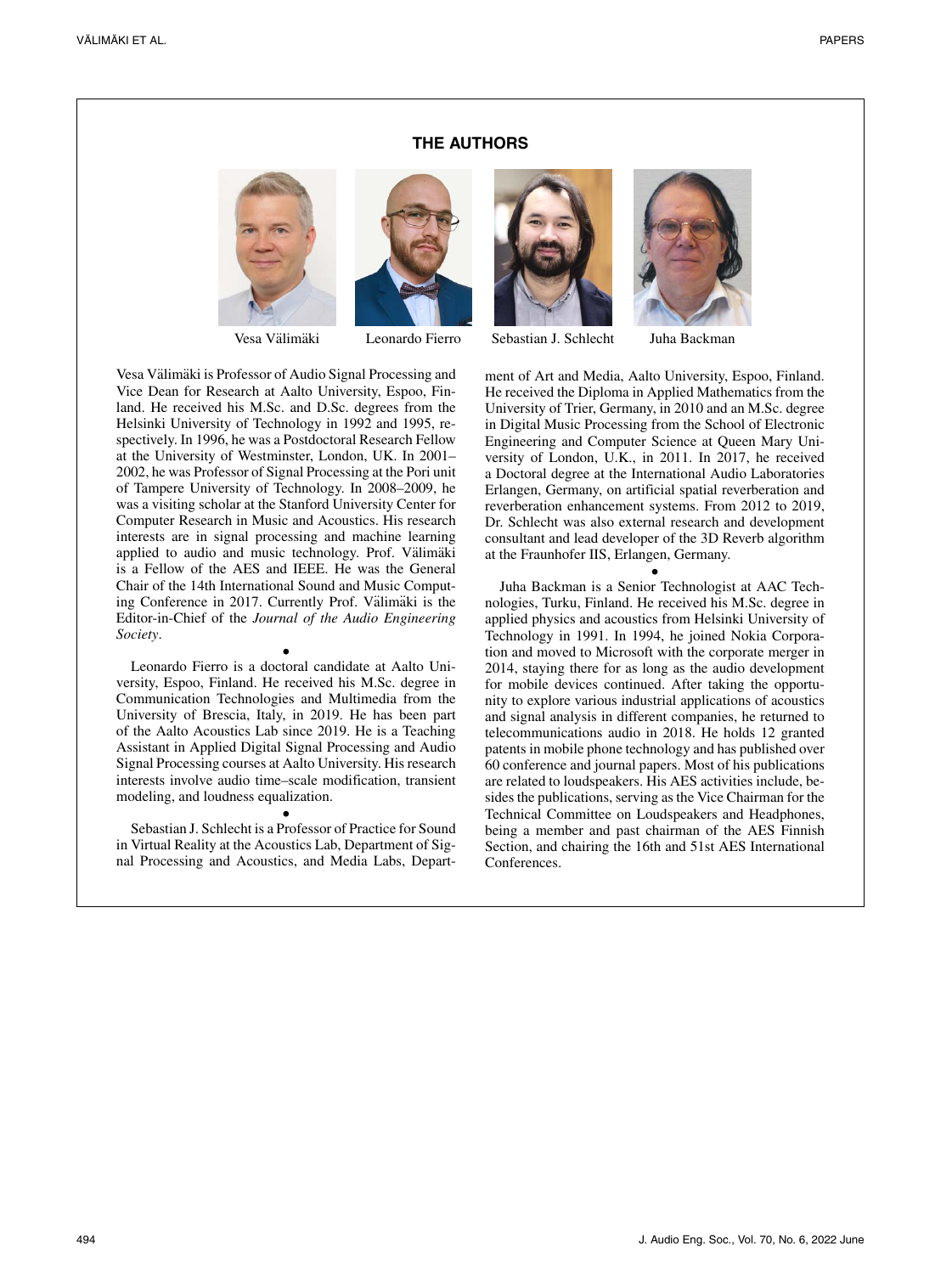## THE AUTHORS

Vesa Välimäki — Leonardo Fierro — Sebastian J. Schlecht — Juha Backman

Vesa Välimäki is Professor of Audio Signal Processing and Vice Dean for Research at Aalto University, Espoo, Finland. He received his M.Sc. and D.Sc. degrees from the Helsinki University of Technology in 1992 and 1995, respectively. In 1996, he was a Postdoctoral Research Fellow at the University of Westminster, London, UK. In 2001–2002, he was Professor of Signal Processing at the Pori unit of Tampere University of Technology. In 2008–2009, he was a visiting scholar at the Stanford University Center for Computer Research in Music and Acoustics. His research interests are in signal processing and machine learning applied to audio and music technology. Prof. Välimäki is a Fellow of the AES and IEEE. He was the General Chair of the 14th International Sound and Music Computing Conference in 2017. Currently Prof. Välimäki is the Editor-in-Chief of the *Journal of the Audio Engineering Society*.

•

Leonardo Fierro is a doctoral candidate at Aalto University, Espoo, Finland. He received his M.Sc. degree in Communication Technologies and Multimedia from the University of Brescia, Italy, in 2019. He has been part of the Aalto Acoustics Lab since 2019. He is a Teaching Assistant in Applied Digital Signal Processing and Audio Signal Processing courses at Aalto University. His research interests involve audio time–scale modification, transient modeling, and loudness equalization.

•

Sebastian J. Schlecht is a Professor of Practice for Sound in Virtual Reality at the Acoustics Lab, Department of Signal Processing and Acoustics, and Media Labs, Department of Art and Media, Aalto University, Espoo, Finland. He received the Diploma in Applied Mathematics from the University of Trier, Germany, in 2010 and an M.Sc. degree in Digital Music Processing from the School of Electronic Engineering and Computer Science at Queen Mary University of London, U.K., in 2011. In 2017, he received a Doctoral degree at the International Audio Laboratories Erlangen, Germany, on artificial spatial reverberation and reverberation enhancement systems. From 2012 to 2019, Dr. Schlecht was also external research and development consultant and lead developer of the 3D Reverb algorithm at the Fraunhofer IIS, Erlangen, Germany.

•

Juha Backman is a Senior Technologist at AAC Technologies, Turku, Finland. He received his M.Sc. degree in applied physics and acoustics from Helsinki University of Technology in 1991. In 1994, he joined Nokia Corporation and moved to Microsoft with the corporate merger in 2014, staying there for as long as the audio development for mobile devices continued. After taking the opportunity to explore various industrial applications of acoustics and signal analysis in different companies, he returned to telecommunications audio in 2018. He holds 12 granted patents in mobile phone technology and has published over 60 conference and journal papers. Most of his publications are related to loudspeakers. His AES activities include, besides the publications, serving as the Vice Chairman for the Technical Committee on Loudspeakers and Headphones, being a member and past chairman of the AES Finnish Section, and chairing the 16th and 51st AES International Conferences.